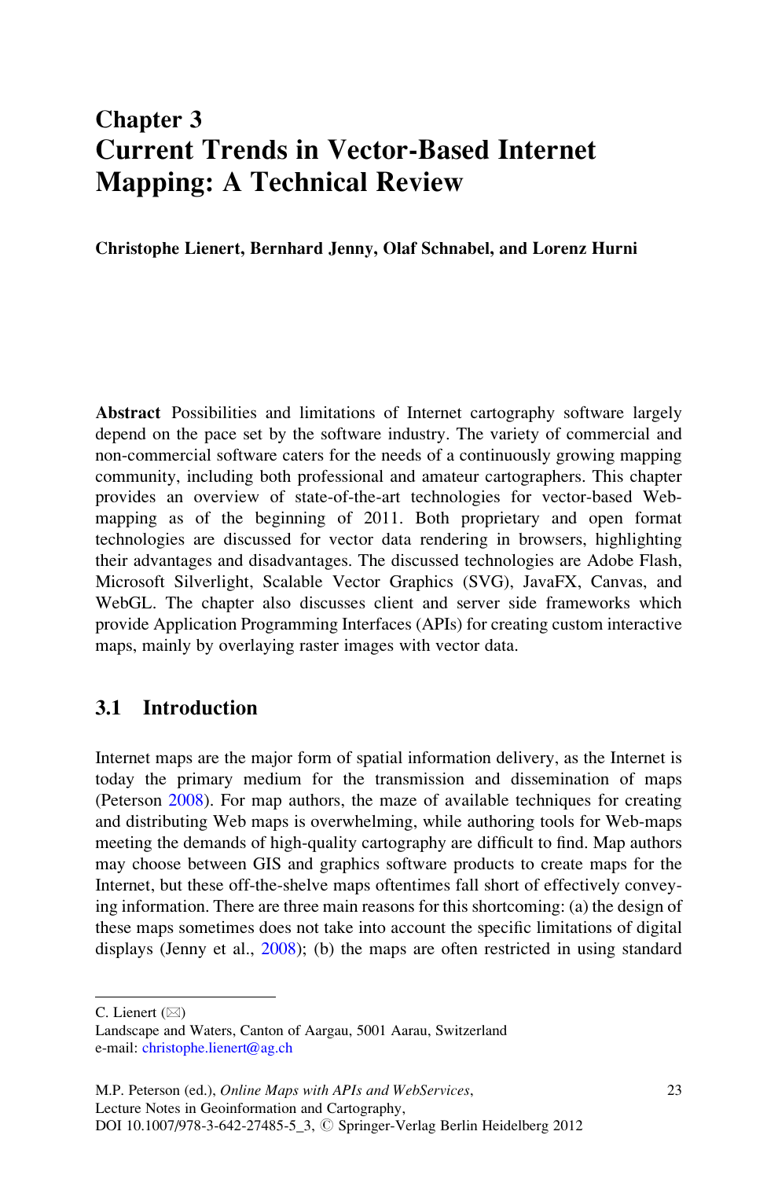# Chapter 3
# Current Trends in Vector-Based Internet Mapping: A Technical Review

**Christophe Lienert, Bernhard Jenny, Olaf Schnabel, and Lorenz Hurni**

**Abstract** Possibilities and limitations of Internet cartography software largely depend on the pace set by the software industry. The variety of commercial and non-commercial software caters for the needs of a continuously growing mapping community, including both professional and amateur cartographers. This chapter provides an overview of state-of-the-art technologies for vector-based Web-mapping as of the beginning of 2011. Both proprietary and open format technologies are discussed for vector data rendering in browsers, highlighting their advantages and disadvantages. The discussed technologies are Adobe Flash, Microsoft Silverlight, Scalable Vector Graphics (SVG), JavaFX, Canvas, and WebGL. The chapter also discusses client and server side frameworks which provide Application Programming Interfaces (APIs) for creating custom interactive maps, mainly by overlaying raster images with vector data.

## 3.1 Introduction

Internet maps are the major form of spatial information delivery, as the Internet is today the primary medium for the transmission and dissemination of maps (Peterson 2008). For map authors, the maze of available techniques for creating and distributing Web maps is overwhelming, while authoring tools for Web-maps meeting the demands of high-quality cartography are difficult to find. Map authors may choose between GIS and graphics software products to create maps for the Internet, but these off-the-shelve maps oftentimes fall short of effectively conveying information. There are three main reasons for this shortcoming: (a) the design of these maps sometimes does not take into account the specific limitations of digital displays (Jenny et al., 2008); (b) the maps are often restricted in using standard

---

C. Lienert (✉)
Landscape and Waters, Canton of Aargau, 5001 Aarau, Switzerland
e-mail: christophe.lienert@ag.ch

M.P. Peterson (ed.), *Online Maps with APIs and WebServices*,
Lecture Notes in Geoinformation and Cartography,
DOI 10.1007/978-3-642-27485-5_3, © Springer-Verlag Berlin Heidelberg 2012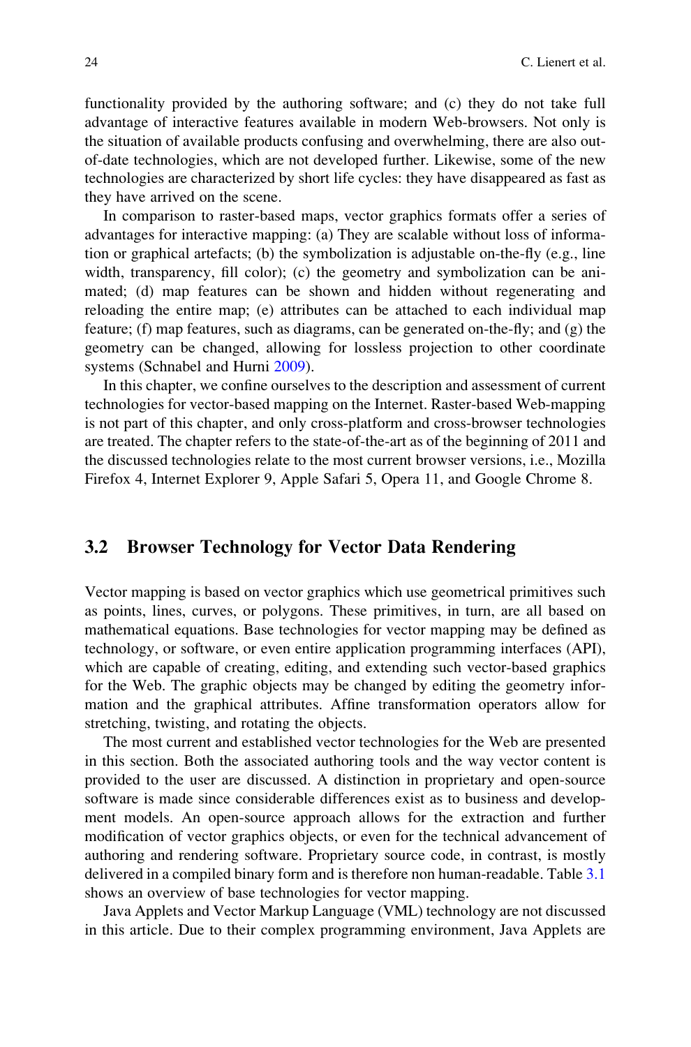functionality provided by the authoring software; and (c) they do not take full advantage of interactive features available in modern Web-browsers. Not only is the situation of available products confusing and overwhelming, there are also out-of-date technologies, which are not developed further. Likewise, some of the new technologies are characterized by short life cycles: they have disappeared as fast as they have arrived on the scene.

In comparison to raster-based maps, vector graphics formats offer a series of advantages for interactive mapping: (a) They are scalable without loss of information or graphical artefacts; (b) the symbolization is adjustable on-the-fly (e.g., line width, transparency, fill color); (c) the geometry and symbolization can be animated; (d) map features can be shown and hidden without regenerating and reloading the entire map; (e) attributes can be attached to each individual map feature; (f) map features, such as diagrams, can be generated on-the-fly; and (g) the geometry can be changed, allowing for lossless projection to other coordinate systems (Schnabel and Hurni 2009).

In this chapter, we confine ourselves to the description and assessment of current technologies for vector-based mapping on the Internet. Raster-based Web-mapping is not part of this chapter, and only cross-platform and cross-browser technologies are treated. The chapter refers to the state-of-the-art as of the beginning of 2011 and the discussed technologies relate to the most current browser versions, i.e., Mozilla Firefox 4, Internet Explorer 9, Apple Safari 5, Opera 11, and Google Chrome 8.

## 3.2 Browser Technology for Vector Data Rendering

Vector mapping is based on vector graphics which use geometrical primitives such as points, lines, curves, or polygons. These primitives, in turn, are all based on mathematical equations. Base technologies for vector mapping may be defined as technology, or software, or even entire application programming interfaces (API), which are capable of creating, editing, and extending such vector-based graphics for the Web. The graphic objects may be changed by editing the geometry information and the graphical attributes. Affine transformation operators allow for stretching, twisting, and rotating the objects.

The most current and established vector technologies for the Web are presented in this section. Both the associated authoring tools and the way vector content is provided to the user are discussed. A distinction in proprietary and open-source software is made since considerable differences exist as to business and development models. An open-source approach allows for the extraction and further modification of vector graphics objects, or even for the technical advancement of authoring and rendering software. Proprietary source code, in contrast, is mostly delivered in a compiled binary form and is therefore non human-readable. Table 3.1 shows an overview of base technologies for vector mapping.

Java Applets and Vector Markup Language (VML) technology are not discussed in this article. Due to their complex programming environment, Java Applets are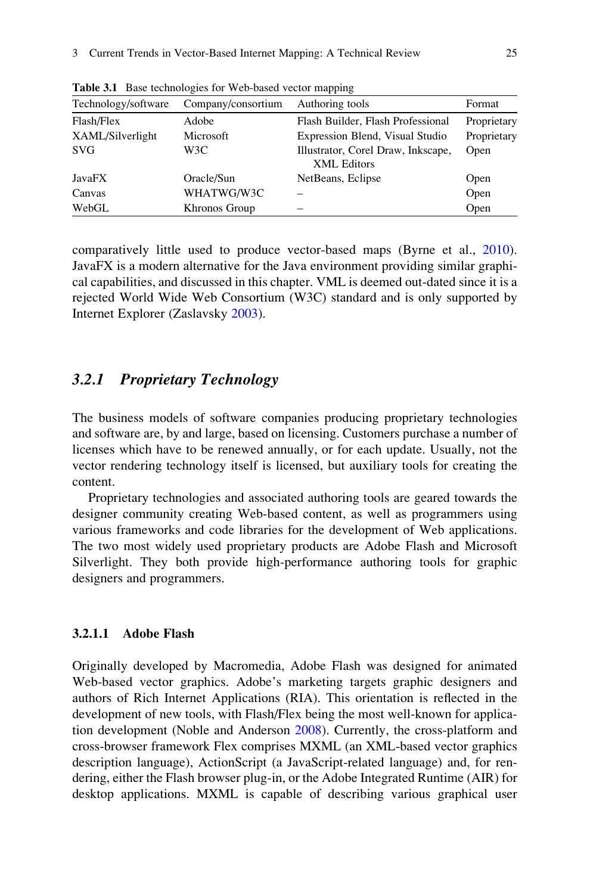**Table 3.1** Base technologies for Web-based vector mapping

| Technology/software | Company/consortium | Authoring tools | Format |
|---|---|---|---|
| Flash/Flex | Adobe | Flash Builder, Flash Professional | Proprietary |
| XAML/Silverlight | Microsoft | Expression Blend, Visual Studio | Proprietary |
| SVG | W3C | Illustrator, Corel Draw, Inkscape, XML Editors | Open |
| JavaFX | Oracle/Sun | NetBeans, Eclipse | Open |
| Canvas | WHATWG/W3C | – | Open |
| WebGL | Khronos Group | – | Open |

comparatively little used to produce vector-based maps (Byrne et al., 2010). JavaFX is a modern alternative for the Java environment providing similar graphical capabilities, and discussed in this chapter. VML is deemed out-dated since it is a rejected World Wide Web Consortium (W3C) standard and is only supported by Internet Explorer (Zaslavsky 2003).

### *3.2.1 Proprietary Technology*

The business models of software companies producing proprietary technologies and software are, by and large, based on licensing. Customers purchase a number of licenses which have to be renewed annually, or for each update. Usually, not the vector rendering technology itself is licensed, but auxiliary tools for creating the content.

Proprietary technologies and associated authoring tools are geared towards the designer community creating Web-based content, as well as programmers using various frameworks and code libraries for the development of Web applications. The two most widely used proprietary products are Adobe Flash and Microsoft Silverlight. They both provide high-performance authoring tools for graphic designers and programmers.

#### 3.2.1.1 Adobe Flash

Originally developed by Macromedia, Adobe Flash was designed for animated Web-based vector graphics. Adobe's marketing targets graphic designers and authors of Rich Internet Applications (RIA). This orientation is reflected in the development of new tools, with Flash/Flex being the most well-known for application development (Noble and Anderson 2008). Currently, the cross-platform and cross-browser framework Flex comprises MXML (an XML-based vector graphics description language), ActionScript (a JavaScript-related language) and, for rendering, either the Flash browser plug-in, or the Adobe Integrated Runtime (AIR) for desktop applications. MXML is capable of describing various graphical user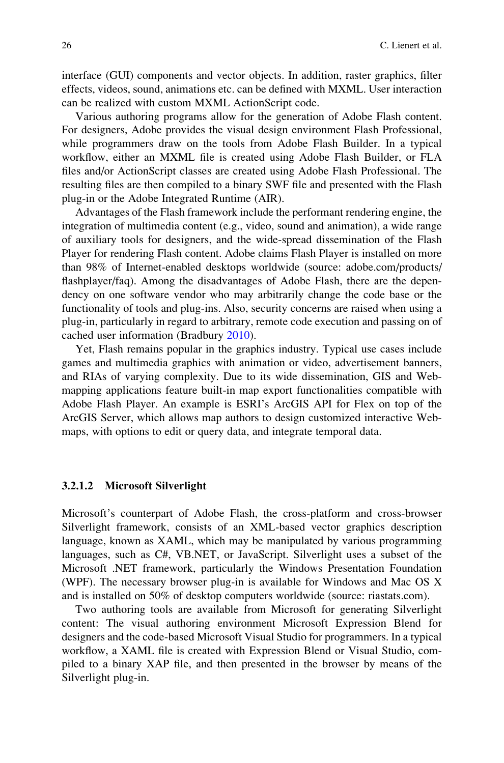interface (GUI) components and vector objects. In addition, raster graphics, filter effects, videos, sound, animations etc. can be defined with MXML. User interaction can be realized with custom MXML ActionScript code.

Various authoring programs allow for the generation of Adobe Flash content. For designers, Adobe provides the visual design environment Flash Professional, while programmers draw on the tools from Adobe Flash Builder. In a typical workflow, either an MXML file is created using Adobe Flash Builder, or FLA files and/or ActionScript classes are created using Adobe Flash Professional. The resulting files are then compiled to a binary SWF file and presented with the Flash plug-in or the Adobe Integrated Runtime (AIR).

Advantages of the Flash framework include the performant rendering engine, the integration of multimedia content (e.g., video, sound and animation), a wide range of auxiliary tools for designers, and the wide-spread dissemination of the Flash Player for rendering Flash content. Adobe claims Flash Player is installed on more than 98% of Internet-enabled desktops worldwide (source: adobe.com/products/flashplayer/faq). Among the disadvantages of Adobe Flash, there are the dependency on one software vendor who may arbitrarily change the code base or the functionality of tools and plug-ins. Also, security concerns are raised when using a plug-in, particularly in regard to arbitrary, remote code execution and passing on of cached user information (Bradbury 2010).

Yet, Flash remains popular in the graphics industry. Typical use cases include games and multimedia graphics with animation or video, advertisement banners, and RIAs of varying complexity. Due to its wide dissemination, GIS and Web-mapping applications feature built-in map export functionalities compatible with Adobe Flash Player. An example is ESRI's ArcGIS API for Flex on top of the ArcGIS Server, which allows map authors to design customized interactive Web-maps, with options to edit or query data, and integrate temporal data.

#### 3.2.1.2 Microsoft Silverlight

Microsoft's counterpart of Adobe Flash, the cross-platform and cross-browser Silverlight framework, consists of an XML-based vector graphics description language, known as XAML, which may be manipulated by various programming languages, such as C#, VB.NET, or JavaScript. Silverlight uses a subset of the Microsoft .NET framework, particularly the Windows Presentation Foundation (WPF). The necessary browser plug-in is available for Windows and Mac OS X and is installed on 50% of desktop computers worldwide (source: riastats.com).

Two authoring tools are available from Microsoft for generating Silverlight content: The visual authoring environment Microsoft Expression Blend for designers and the code-based Microsoft Visual Studio for programmers. In a typical workflow, a XAML file is created with Expression Blend or Visual Studio, compiled to a binary XAP file, and then presented in the browser by means of the Silverlight plug-in.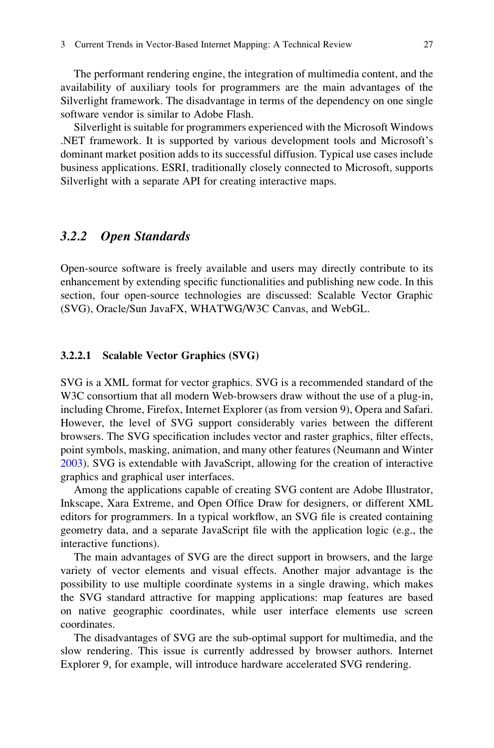The performant rendering engine, the integration of multimedia content, and the availability of auxiliary tools for programmers are the main advantages of the Silverlight framework. The disadvantage in terms of the dependency on one single software vendor is similar to Adobe Flash.

Silverlight is suitable for programmers experienced with the Microsoft Windows .NET framework. It is supported by various development tools and Microsoft's dominant market position adds to its successful diffusion. Typical use cases include business applications. ESRI, traditionally closely connected to Microsoft, supports Silverlight with a separate API for creating interactive maps.

## *3.2.2 Open Standards*

Open-source software is freely available and users may directly contribute to its enhancement by extending specific functionalities and publishing new code. In this section, four open-source technologies are discussed: Scalable Vector Graphic (SVG), Oracle/Sun JavaFX, WHATWG/W3C Canvas, and WebGL.

### **3.2.2.1 Scalable Vector Graphics (SVG)**

SVG is a XML format for vector graphics. SVG is a recommended standard of the W3C consortium that all modern Web-browsers draw without the use of a plug-in, including Chrome, Firefox, Internet Explorer (as from version 9), Opera and Safari. However, the level of SVG support considerably varies between the different browsers. The SVG specification includes vector and raster graphics, filter effects, point symbols, masking, animation, and many other features (Neumann and Winter 2003). SVG is extendable with JavaScript, allowing for the creation of interactive graphics and graphical user interfaces.

Among the applications capable of creating SVG content are Adobe Illustrator, Inkscape, Xara Extreme, and Open Office Draw for designers, or different XML editors for programmers. In a typical workflow, an SVG file is created containing geometry data, and a separate JavaScript file with the application logic (e.g., the interactive functions).

The main advantages of SVG are the direct support in browsers, and the large variety of vector elements and visual effects. Another major advantage is the possibility to use multiple coordinate systems in a single drawing, which makes the SVG standard attractive for mapping applications: map features are based on native geographic coordinates, while user interface elements use screen coordinates.

The disadvantages of SVG are the sub-optimal support for multimedia, and the slow rendering. This issue is currently addressed by browser authors. Internet Explorer 9, for example, will introduce hardware accelerated SVG rendering.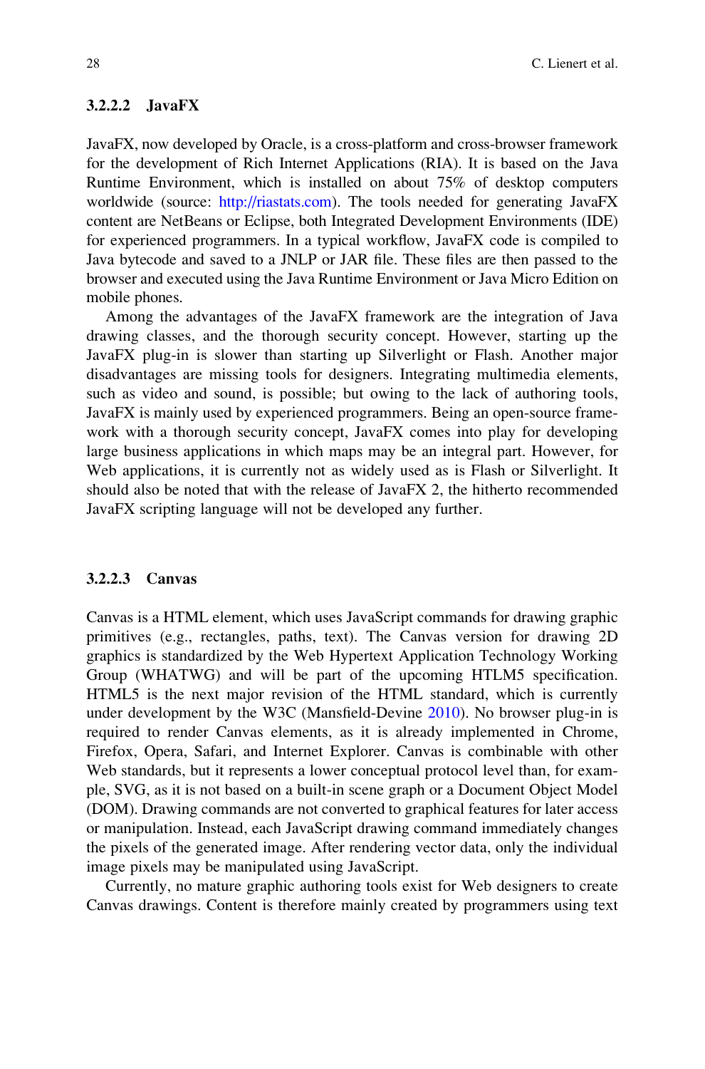#### 3.2.2.2 JavaFX

JavaFX, now developed by Oracle, is a cross-platform and cross-browser framework for the development of Rich Internet Applications (RIA). It is based on the Java Runtime Environment, which is installed on about 75% of desktop computers worldwide (source: http://riastats.com). The tools needed for generating JavaFX content are NetBeans or Eclipse, both Integrated Development Environments (IDE) for experienced programmers. In a typical workflow, JavaFX code is compiled to Java bytecode and saved to a JNLP or JAR file. These files are then passed to the browser and executed using the Java Runtime Environment or Java Micro Edition on mobile phones.

Among the advantages of the JavaFX framework are the integration of Java drawing classes, and the thorough security concept. However, starting up the JavaFX plug-in is slower than starting up Silverlight or Flash. Another major disadvantages are missing tools for designers. Integrating multimedia elements, such as video and sound, is possible; but owing to the lack of authoring tools, JavaFX is mainly used by experienced programmers. Being an open-source framework with a thorough security concept, JavaFX comes into play for developing large business applications in which maps may be an integral part. However, for Web applications, it is currently not as widely used as is Flash or Silverlight. It should also be noted that with the release of JavaFX 2, the hitherto recommended JavaFX scripting language will not be developed any further.

#### 3.2.2.3 Canvas

Canvas is a HTML element, which uses JavaScript commands for drawing graphic primitives (e.g., rectangles, paths, text). The Canvas version for drawing 2D graphics is standardized by the Web Hypertext Application Technology Working Group (WHATWG) and will be part of the upcoming HTLM5 specification. HTML5 is the next major revision of the HTML standard, which is currently under development by the W3C (Mansfield-Devine 2010). No browser plug-in is required to render Canvas elements, as it is already implemented in Chrome, Firefox, Opera, Safari, and Internet Explorer. Canvas is combinable with other Web standards, but it represents a lower conceptual protocol level than, for example, SVG, as it is not based on a built-in scene graph or a Document Object Model (DOM). Drawing commands are not converted to graphical features for later access or manipulation. Instead, each JavaScript drawing command immediately changes the pixels of the generated image. After rendering vector data, only the individual image pixels may be manipulated using JavaScript.

Currently, no mature graphic authoring tools exist for Web designers to create Canvas drawings. Content is therefore mainly created by programmers using text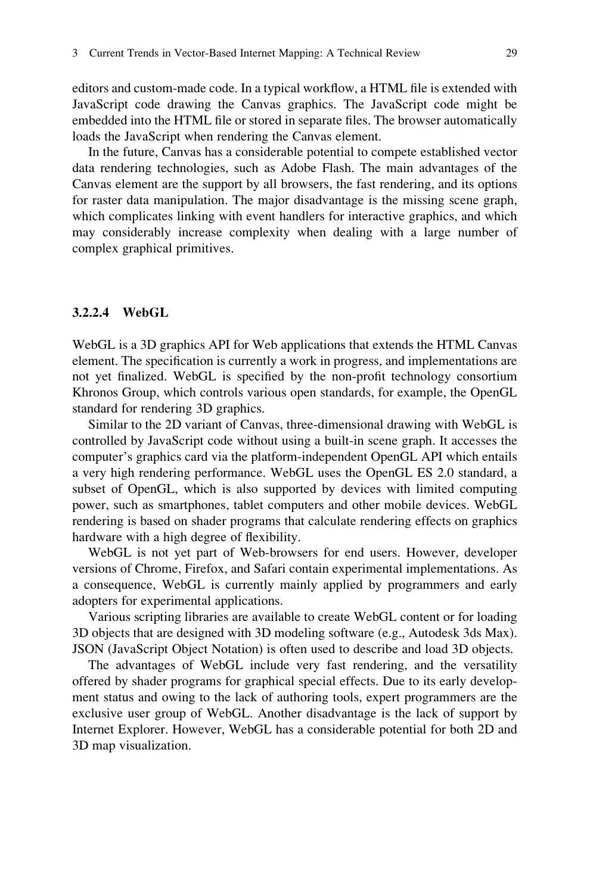editors and custom-made code. In a typical workflow, a HTML file is extended with JavaScript code drawing the Canvas graphics. The JavaScript code might be embedded into the HTML file or stored in separate files. The browser automatically loads the JavaScript when rendering the Canvas element.

In the future, Canvas has a considerable potential to compete established vector data rendering technologies, such as Adobe Flash. The main advantages of the Canvas element are the support by all browsers, the fast rendering, and its options for raster data manipulation. The major disadvantage is the missing scene graph, which complicates linking with event handlers for interactive graphics, and which may considerably increase complexity when dealing with a large number of complex graphical primitives.

#### 3.2.2.4 WebGL

WebGL is a 3D graphics API for Web applications that extends the HTML Canvas element. The specification is currently a work in progress, and implementations are not yet finalized. WebGL is specified by the non-profit technology consortium Khronos Group, which controls various open standards, for example, the OpenGL standard for rendering 3D graphics.

Similar to the 2D variant of Canvas, three-dimensional drawing with WebGL is controlled by JavaScript code without using a built-in scene graph. It accesses the computer's graphics card via the platform-independent OpenGL API which entails a very high rendering performance. WebGL uses the OpenGL ES 2.0 standard, a subset of OpenGL, which is also supported by devices with limited computing power, such as smartphones, tablet computers and other mobile devices. WebGL rendering is based on shader programs that calculate rendering effects on graphics hardware with a high degree of flexibility.

WebGL is not yet part of Web-browsers for end users. However, developer versions of Chrome, Firefox, and Safari contain experimental implementations. As a consequence, WebGL is currently mainly applied by programmers and early adopters for experimental applications.

Various scripting libraries are available to create WebGL content or for loading 3D objects that are designed with 3D modeling software (e.g., Autodesk 3ds Max). JSON (JavaScript Object Notation) is often used to describe and load 3D objects.

The advantages of WebGL include very fast rendering, and the versatility offered by shader programs for graphical special effects. Due to its early development status and owing to the lack of authoring tools, expert programmers are the exclusive user group of WebGL. Another disadvantage is the lack of support by Internet Explorer. However, WebGL has a considerable potential for both 2D and 3D map visualization.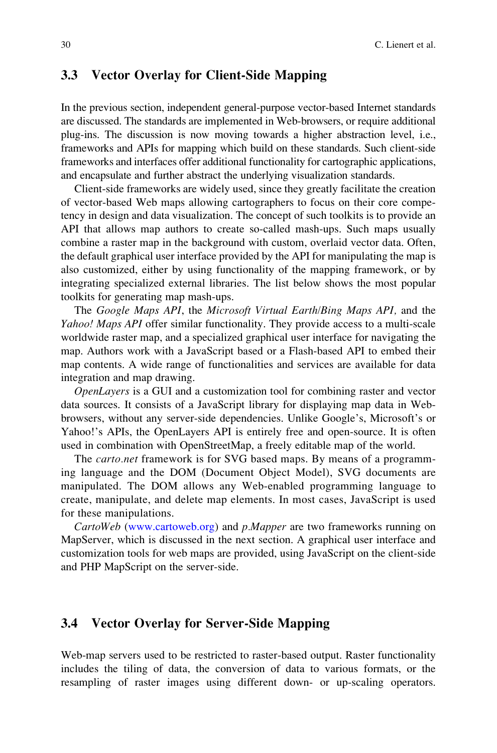## 3.3 Vector Overlay for Client-Side Mapping

In the previous section, independent general-purpose vector-based Internet standards are discussed. The standards are implemented in Web-browsers, or require additional plug-ins. The discussion is now moving towards a higher abstraction level, i.e., frameworks and APIs for mapping which build on these standards. Such client-side frameworks and interfaces offer additional functionality for cartographic applications, and encapsulate and further abstract the underlying visualization standards.

Client-side frameworks are widely used, since they greatly facilitate the creation of vector-based Web maps allowing cartographers to focus on their core competency in design and data visualization. The concept of such toolkits is to provide an API that allows map authors to create so-called mash-ups. Such maps usually combine a raster map in the background with custom, overlaid vector data. Often, the default graphical user interface provided by the API for manipulating the map is also customized, either by using functionality of the mapping framework, or by integrating specialized external libraries. The list below shows the most popular toolkits for generating map mash-ups.

The *Google Maps API*, the *Microsoft Virtual Earth/Bing Maps API,* and the *Yahoo! Maps API* offer similar functionality. They provide access to a multi-scale worldwide raster map, and a specialized graphical user interface for navigating the map. Authors work with a JavaScript based or a Flash-based API to embed their map contents. A wide range of functionalities and services are available for data integration and map drawing.

*OpenLayers* is a GUI and a customization tool for combining raster and vector data sources. It consists of a JavaScript library for displaying map data in Web-browsers, without any server-side dependencies. Unlike Google's, Microsoft's or Yahoo!'s APIs, the OpenLayers API is entirely free and open-source. It is often used in combination with OpenStreetMap, a freely editable map of the world.

The *carto.net* framework is for SVG based maps. By means of a programming language and the DOM (Document Object Model), SVG documents are manipulated. The DOM allows any Web-enabled programming language to create, manipulate, and delete map elements. In most cases, JavaScript is used for these manipulations.

*CartoWeb* (www.cartoweb.org) and *p.Mapper* are two frameworks running on MapServer, which is discussed in the next section. A graphical user interface and customization tools for web maps are provided, using JavaScript on the client-side and PHP MapScript on the server-side.

## 3.4 Vector Overlay for Server-Side Mapping

Web-map servers used to be restricted to raster-based output. Raster functionality includes the tiling of data, the conversion of data to various formats, or the resampling of raster images using different down- or up-scaling operators.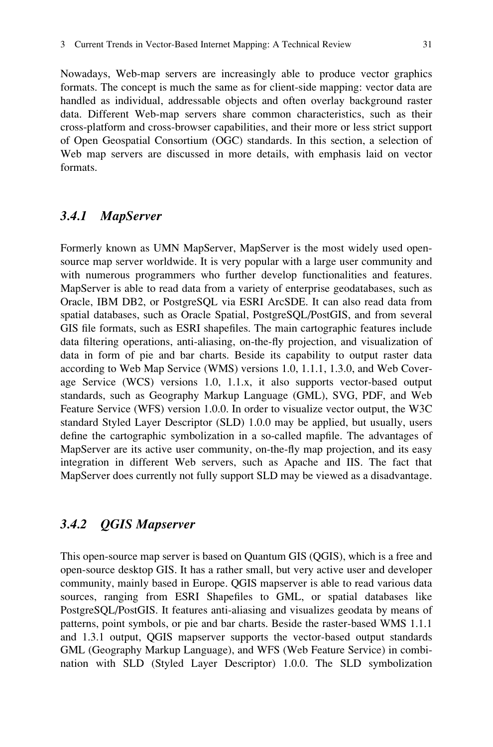Nowadays, Web-map servers are increasingly able to produce vector graphics formats. The concept is much the same as for client-side mapping: vector data are handled as individual, addressable objects and often overlay background raster data. Different Web-map servers share common characteristics, such as their cross-platform and cross-browser capabilities, and their more or less strict support of Open Geospatial Consortium (OGC) standards. In this section, a selection of Web map servers are discussed in more details, with emphasis laid on vector formats.

### *3.4.1 MapServer*

Formerly known as UMN MapServer, MapServer is the most widely used open-source map server worldwide. It is very popular with a large user community and with numerous programmers who further develop functionalities and features. MapServer is able to read data from a variety of enterprise geodatabases, such as Oracle, IBM DB2, or PostgreSQL via ESRI ArcSDE. It can also read data from spatial databases, such as Oracle Spatial, PostgreSQL/PostGIS, and from several GIS file formats, such as ESRI shapefiles. The main cartographic features include data filtering operations, anti-aliasing, on-the-fly projection, and visualization of data in form of pie and bar charts. Beside its capability to output raster data according to Web Map Service (WMS) versions 1.0, 1.1.1, 1.3.0, and Web Coverage Service (WCS) versions 1.0, 1.1.x, it also supports vector-based output standards, such as Geography Markup Language (GML), SVG, PDF, and Web Feature Service (WFS) version 1.0.0. In order to visualize vector output, the W3C standard Styled Layer Descriptor (SLD) 1.0.0 may be applied, but usually, users define the cartographic symbolization in a so-called mapfile. The advantages of MapServer are its active user community, on-the-fly map projection, and its easy integration in different Web servers, such as Apache and IIS. The fact that MapServer does currently not fully support SLD may be viewed as a disadvantage.

### *3.4.2 QGIS Mapserver*

This open-source map server is based on Quantum GIS (QGIS), which is a free and open-source desktop GIS. It has a rather small, but very active user and developer community, mainly based in Europe. QGIS mapserver is able to read various data sources, ranging from ESRI Shapefiles to GML, or spatial databases like PostgreSQL/PostGIS. It features anti-aliasing and visualizes geodata by means of patterns, point symbols, or pie and bar charts. Beside the raster-based WMS 1.1.1 and 1.3.1 output, QGIS mapserver supports the vector-based output standards GML (Geography Markup Language), and WFS (Web Feature Service) in combination with SLD (Styled Layer Descriptor) 1.0.0. The SLD symbolization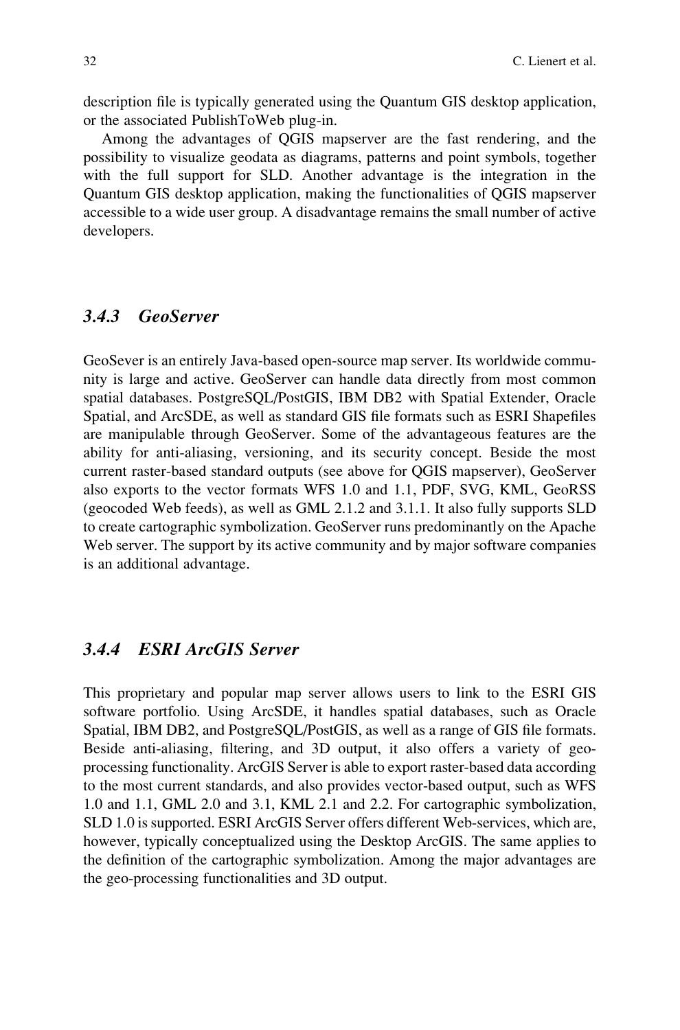description file is typically generated using the Quantum GIS desktop application, or the associated PublishToWeb plug-in.

Among the advantages of QGIS mapserver are the fast rendering, and the possibility to visualize geodata as diagrams, patterns and point symbols, together with the full support for SLD. Another advantage is the integration in the Quantum GIS desktop application, making the functionalities of QGIS mapserver accessible to a wide user group. A disadvantage remains the small number of active developers.

### *3.4.3 GeoServer*

GeoSever is an entirely Java-based open-source map server. Its worldwide community is large and active. GeoServer can handle data directly from most common spatial databases. PostgreSQL/PostGIS, IBM DB2 with Spatial Extender, Oracle Spatial, and ArcSDE, as well as standard GIS file formats such as ESRI Shapefiles are manipulable through GeoServer. Some of the advantageous features are the ability for anti-aliasing, versioning, and its security concept. Beside the most current raster-based standard outputs (see above for QGIS mapserver), GeoServer also exports to the vector formats WFS 1.0 and 1.1, PDF, SVG, KML, GeoRSS (geocoded Web feeds), as well as GML 2.1.2 and 3.1.1. It also fully supports SLD to create cartographic symbolization. GeoServer runs predominantly on the Apache Web server. The support by its active community and by major software companies is an additional advantage.

### *3.4.4 ESRI ArcGIS Server*

This proprietary and popular map server allows users to link to the ESRI GIS software portfolio. Using ArcSDE, it handles spatial databases, such as Oracle Spatial, IBM DB2, and PostgreSQL/PostGIS, as well as a range of GIS file formats. Beside anti-aliasing, filtering, and 3D output, it also offers a variety of geo-processing functionality. ArcGIS Server is able to export raster-based data according to the most current standards, and also provides vector-based output, such as WFS 1.0 and 1.1, GML 2.0 and 3.1, KML 2.1 and 2.2. For cartographic symbolization, SLD 1.0 is supported. ESRI ArcGIS Server offers different Web-services, which are, however, typically conceptualized using the Desktop ArcGIS. The same applies to the definition of the cartographic symbolization. Among the major advantages are the geo-processing functionalities and 3D output.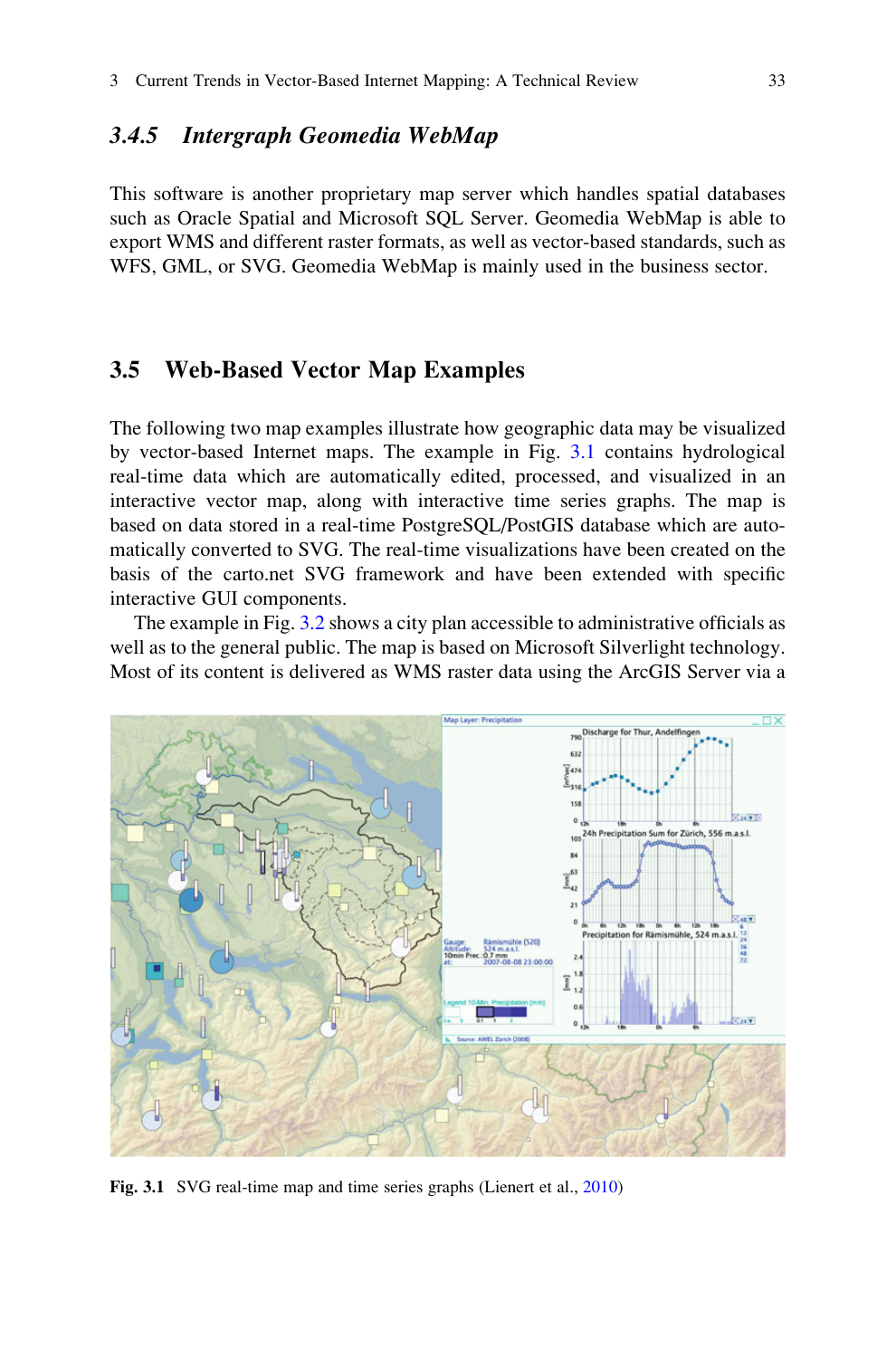### 3.4.5 Intergraph Geomedia WebMap

This software is another proprietary map server which handles spatial databases such as Oracle Spatial and Microsoft SQL Server. Geomedia WebMap is able to export WMS and different raster formats, as well as vector-based standards, such as WFS, GML, or SVG. Geomedia WebMap is mainly used in the business sector.

## 3.5 Web-Based Vector Map Examples

The following two map examples illustrate how geographic data may be visualized by vector-based Internet maps. The example in Fig. 3.1 contains hydrological real-time data which are automatically edited, processed, and visualized in an interactive vector map, along with interactive time series graphs. The map is based on data stored in a real-time PostgreSQL/PostGIS database which are automatically converted to SVG. The real-time visualizations have been created on the basis of the carto.net SVG framework and have been extended with specific interactive GUI components.

The example in Fig. 3.2 shows a city plan accessible to administrative officials as well as to the general public. The map is based on Microsoft Silverlight technology. Most of its content is delivered as WMS raster data using the ArcGIS Server via a

**Fig. 3.1** SVG real-time map and time series graphs (Lienert et al., 2010)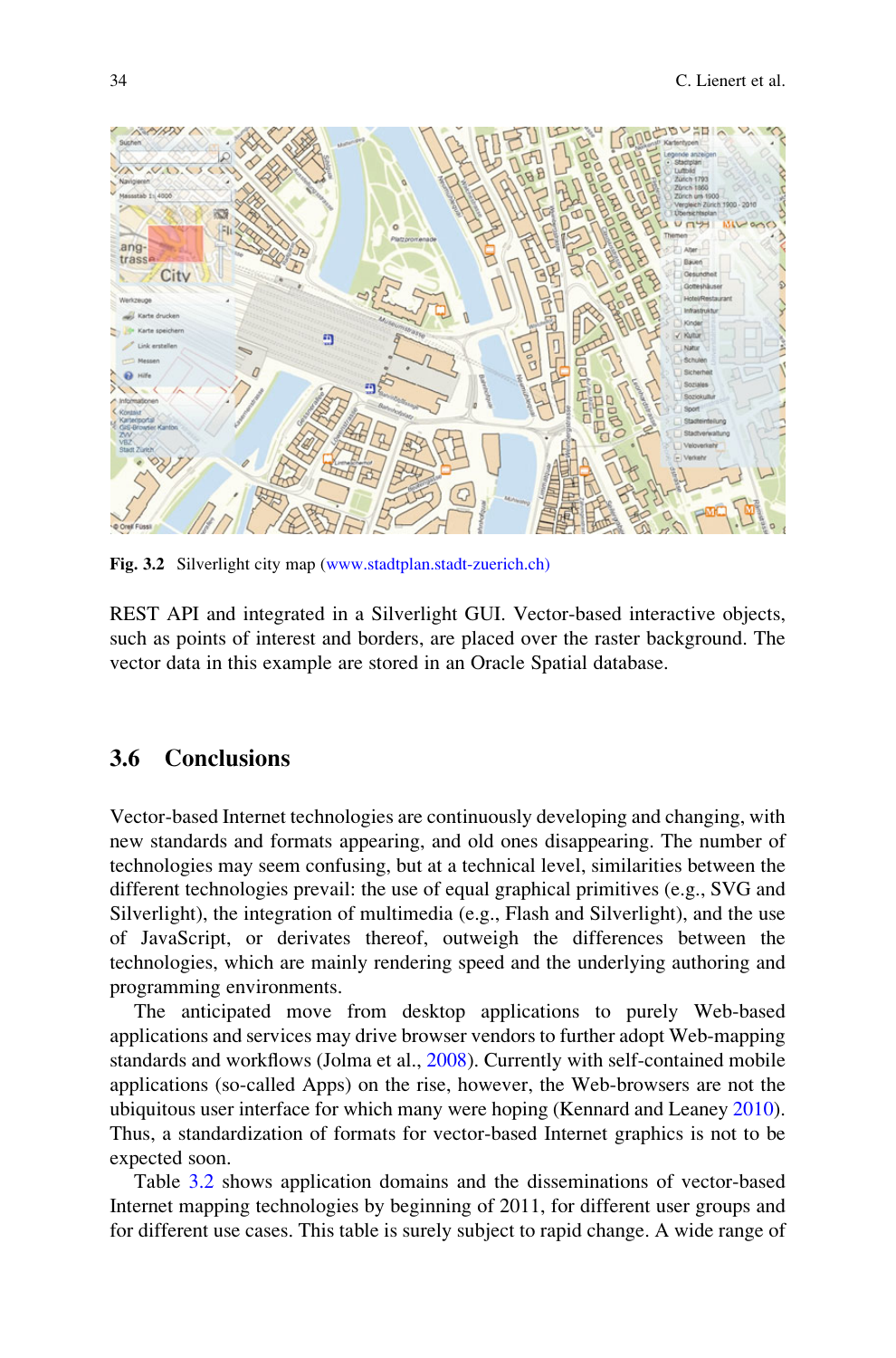Fig. 3.2 Silverlight city map (www.stadtplan.stadt-zuerich.ch)

REST API and integrated in a Silverlight GUI. Vector-based interactive objects, such as points of interest and borders, are placed over the raster background. The vector data in this example are stored in an Oracle Spatial database.

## 3.6 Conclusions

Vector-based Internet technologies are continuously developing and changing, with new standards and formats appearing, and old ones disappearing. The number of technologies may seem confusing, but at a technical level, similarities between the different technologies prevail: the use of equal graphical primitives (e.g., SVG and Silverlight), the integration of multimedia (e.g., Flash and Silverlight), and the use of JavaScript, or derivates thereof, outweigh the differences between the technologies, which are mainly rendering speed and the underlying authoring and programming environments.

The anticipated move from desktop applications to purely Web-based applications and services may drive browser vendors to further adopt Web-mapping standards and workflows (Jolma et al., 2008). Currently with self-contained mobile applications (so-called Apps) on the rise, however, the Web-browsers are not the ubiquitous user interface for which many were hoping (Kennard and Leaney 2010). Thus, a standardization of formats for vector-based Internet graphics is not to be expected soon.

Table 3.2 shows application domains and the disseminations of vector-based Internet mapping technologies by beginning of 2011, for different user groups and for different use cases. This table is surely subject to rapid change. A wide range of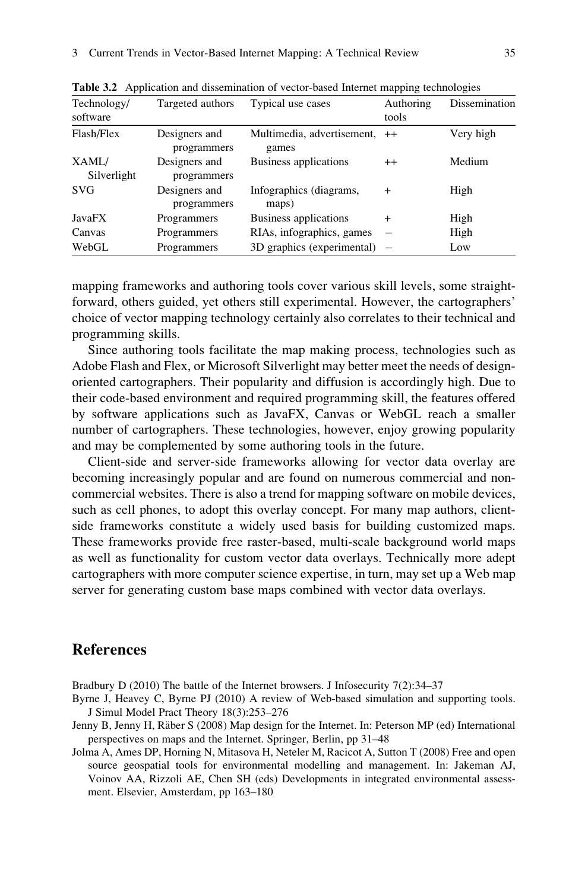**Table 3.2** Application and dissemination of vector-based Internet mapping technologies

| Technology/ software | Targeted authors | Typical use cases | Authoring tools | Dissemination |
|---|---|---|---|---|
| Flash/Flex | Designers and programmers | Multimedia, advertisement, games | ++ | Very high |
| XAML/ Silverlight | Designers and programmers | Business applications | ++ | Medium |
| SVG | Designers and programmers | Infographics (diagrams, maps) | + | High |
| JavaFX | Programmers | Business applications | + | High |
| Canvas | Programmers | RIAs, infographics, games | – | High |
| WebGL | Programmers | 3D graphics (experimental) | – | Low |

mapping frameworks and authoring tools cover various skill levels, some straightforward, others guided, yet others still experimental. However, the cartographers' choice of vector mapping technology certainly also correlates to their technical and programming skills.

Since authoring tools facilitate the map making process, technologies such as Adobe Flash and Flex, or Microsoft Silverlight may better meet the needs of design-oriented cartographers. Their popularity and diffusion is accordingly high. Due to their code-based environment and required programming skill, the features offered by software applications such as JavaFX, Canvas or WebGL reach a smaller number of cartographers. These technologies, however, enjoy growing popularity and may be complemented by some authoring tools in the future.

Client-side and server-side frameworks allowing for vector data overlay are becoming increasingly popular and are found on numerous commercial and non-commercial websites. There is also a trend for mapping software on mobile devices, such as cell phones, to adopt this overlay concept. For many map authors, client-side frameworks constitute a widely used basis for building customized maps. These frameworks provide free raster-based, multi-scale background world maps as well as functionality for custom vector data overlays. Technically more adept cartographers with more computer science expertise, in turn, may set up a Web map server for generating custom base maps combined with vector data overlays.

## References

Bradbury D (2010) The battle of the Internet browsers. J Infosecurity 7(2):34–37

Byrne J, Heavey C, Byrne PJ (2010) A review of Web-based simulation and supporting tools. J Simul Model Pract Theory 18(3):253–276

Jenny B, Jenny H, Räber S (2008) Map design for the Internet. In: Peterson MP (ed) International perspectives on maps and the Internet. Springer, Berlin, pp 31–48

Jolma A, Ames DP, Horning N, Mitasova H, Neteler M, Racicot A, Sutton T (2008) Free and open source geospatial tools for environmental modelling and management. In: Jakeman AJ, Voinov AA, Rizzoli AE, Chen SH (eds) Developments in integrated environmental assessment. Elsevier, Amsterdam, pp 163–180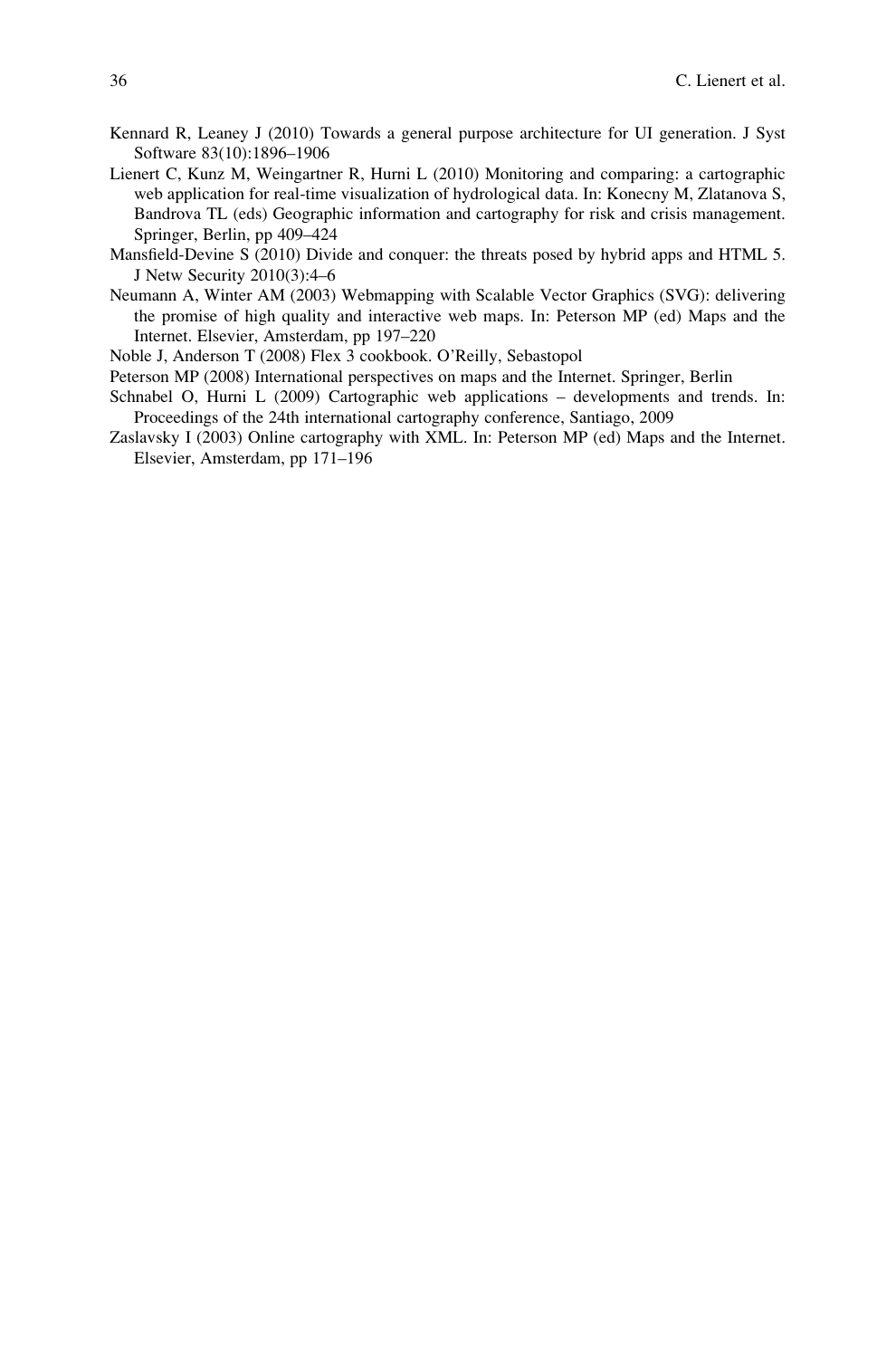Kennard R, Leaney J (2010) Towards a general purpose architecture for UI generation. J Syst Software 83(10):1896–1906

Lienert C, Kunz M, Weingartner R, Hurni L (2010) Monitoring and comparing: a cartographic web application for real-time visualization of hydrological data. In: Konecny M, Zlatanova S, Bandrova TL (eds) Geographic information and cartography for risk and crisis management. Springer, Berlin, pp 409–424

Mansfield-Devine S (2010) Divide and conquer: the threats posed by hybrid apps and HTML 5. J Netw Security 2010(3):4–6

Neumann A, Winter AM (2003) Webmapping with Scalable Vector Graphics (SVG): delivering the promise of high quality and interactive web maps. In: Peterson MP (ed) Maps and the Internet. Elsevier, Amsterdam, pp 197–220

Noble J, Anderson T (2008) Flex 3 cookbook. O'Reilly, Sebastopol

Peterson MP (2008) International perspectives on maps and the Internet. Springer, Berlin

Schnabel O, Hurni L (2009) Cartographic web applications – developments and trends. In: Proceedings of the 24th international cartography conference, Santiago, 2009

Zaslavsky I (2003) Online cartography with XML. In: Peterson MP (ed) Maps and the Internet. Elsevier, Amsterdam, pp 171–196